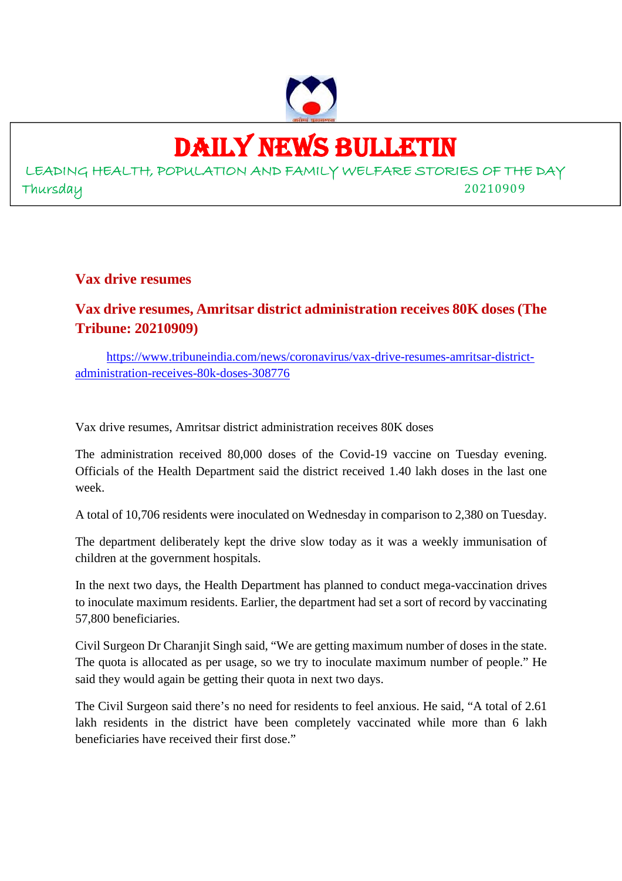# DAILY NEWS BULLETIN

LEADING HEALTH, POPULATION AND FAMILY WELFARE STORIES OF THE DAY

Thursday 20210909

## Vax drive resumes

### Vax drive resumes, Amritsar district administration receives 80K doses (The Tribune: 20210909)

https://www.tribuneindia.com/news/coronavirus/vax-drive-resumes-amritsar-district-administration-receives-80k-doses-308776

Vax drive resumes, Amritsar district administration receives 80K doses

The administration received 80,000 doses of the Covid-19 vaccine on Tuesday evening. Officials of the Health Department said the district received 1.40 lakh doses in the last one week.

A total of 10,706 residents were inoculated on Wednesday in comparison to 2,380 on Tuesday.

The department deliberately kept the drive slow today as it was a weekly immunisation of children at the government hospitals.

In the next two days, the Health Department has planned to conduct mega-vaccination drives to inoculate maximum residents. Earlier, the department had set a sort of record by vaccinating 57,800 beneficiaries.

Civil Surgeon Dr Charanjit Singh said, "We are getting maximum number of doses in the state. The quota is allocated as per usage, so we try to inoculate maximum number of people." He said they would again be getting their quota in next two days.

The Civil Surgeon said there's no need for residents to feel anxious. He said, "A total of 2.61 lakh residents in the district have been completely vaccinated while more than 6 lakh beneficiaries have received their first dose."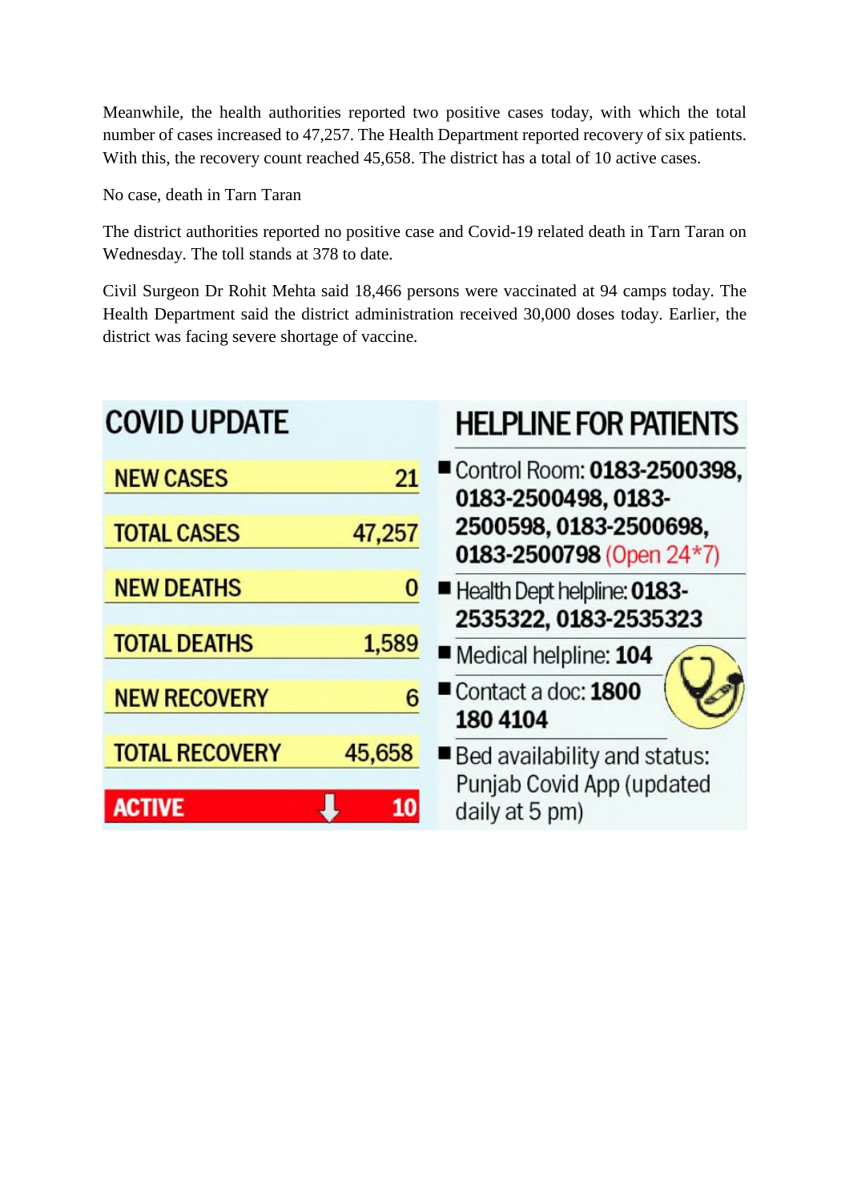Meanwhile, the health authorities reported two positive cases today, with which the total number of cases increased to 47,257. The Health Department reported recovery of six patients. With this, the recovery count reached 45,658. The district has a total of 10 active cases.

No case, death in Tarn Taran

The district authorities reported no positive case and Covid-19 related death in Tarn Taran on Wednesday. The toll stands at 378 to date.

Civil Surgeon Dr Rohit Mehta said 18,466 persons were vaccinated at 94 camps today. The Health Department said the district administration received 30,000 doses today. Earlier, the district was facing severe shortage of vaccine.

## COVID UPDATE

| | |
|---|---|
| NEW CASES | 21 |
| TOTAL CASES | 47,257 |
| NEW DEATHS | 0 |
| TOTAL DEATHS | 1,589 |
| NEW RECOVERY | 6 |
| TOTAL RECOVERY | 45,658 |
| ACTIVE ↓ | 10 |

## HELPLINE FOR PATIENTS

- Control Room: **0183-2500398, 0183-2500498, 0183-2500598, 0183-2500698, 0183-2500798** (Open 24*7)
- Health Dept helpline: **0183-2535322, 0183-2535323**
- Medical helpline: **104**
- Contact a doc: **1800 180 4104**
- Bed availability and status: Punjab Covid App (updated daily at 5 pm)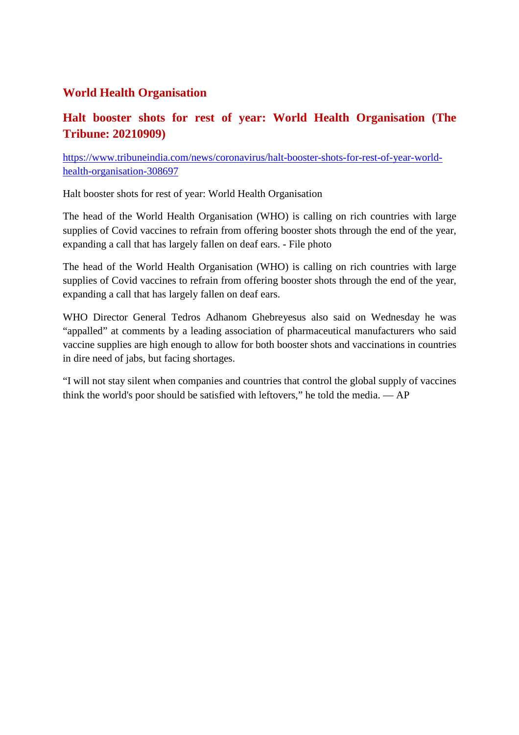## World Health Organisation

### Halt booster shots for rest of year: World Health Organisation (The Tribune: 20210909)

[https://www.tribuneindia.com/news/coronavirus/halt-booster-shots-for-rest-of-year-world-health-organisation-308697](https://www.tribuneindia.com/news/coronavirus/halt-booster-shots-for-rest-of-year-world-health-organisation-308697)

Halt booster shots for rest of year: World Health Organisation

The head of the World Health Organisation (WHO) is calling on rich countries with large supplies of Covid vaccines to refrain from offering booster shots through the end of the year, expanding a call that has largely fallen on deaf ears. - File photo

The head of the World Health Organisation (WHO) is calling on rich countries with large supplies of Covid vaccines to refrain from offering booster shots through the end of the year, expanding a call that has largely fallen on deaf ears.

WHO Director General Tedros Adhanom Ghebreyesus also said on Wednesday he was "appalled" at comments by a leading association of pharmaceutical manufacturers who said vaccine supplies are high enough to allow for both booster shots and vaccinations in countries in dire need of jabs, but facing shortages.

"I will not stay silent when companies and countries that control the global supply of vaccines think the world's poor should be satisfied with leftovers," he told the media. — AP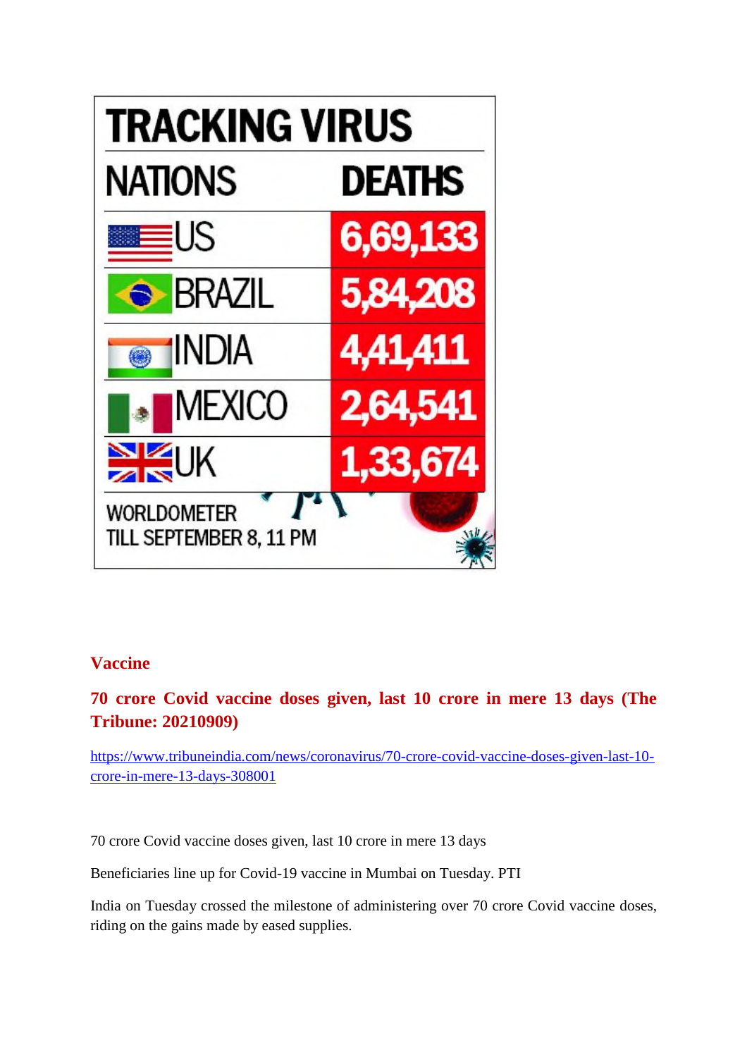**TRACKING VIRUS**

| NATIONS | DEATHS |
|---|---|
| US | 6,69,133 |
| BRAZIL | 5,84,208 |
| INDIA | 4,41,411 |
| MEXICO | 2,64,541 |
| UK | 1,33,674 |

WORLDOMETER
TILL SEPTEMBER 8, 11 PM

## Vaccine

### 70 crore Covid vaccine doses given, last 10 crore in mere 13 days (The Tribune: 20210909)

https://www.tribuneindia.com/news/coronavirus/70-crore-covid-vaccine-doses-given-last-10-crore-in-mere-13-days-308001

70 crore Covid vaccine doses given, last 10 crore in mere 13 days

Beneficiaries line up for Covid-19 vaccine in Mumbai on Tuesday. PTI

India on Tuesday crossed the milestone of administering over 70 crore Covid vaccine doses, riding on the gains made by eased supplies.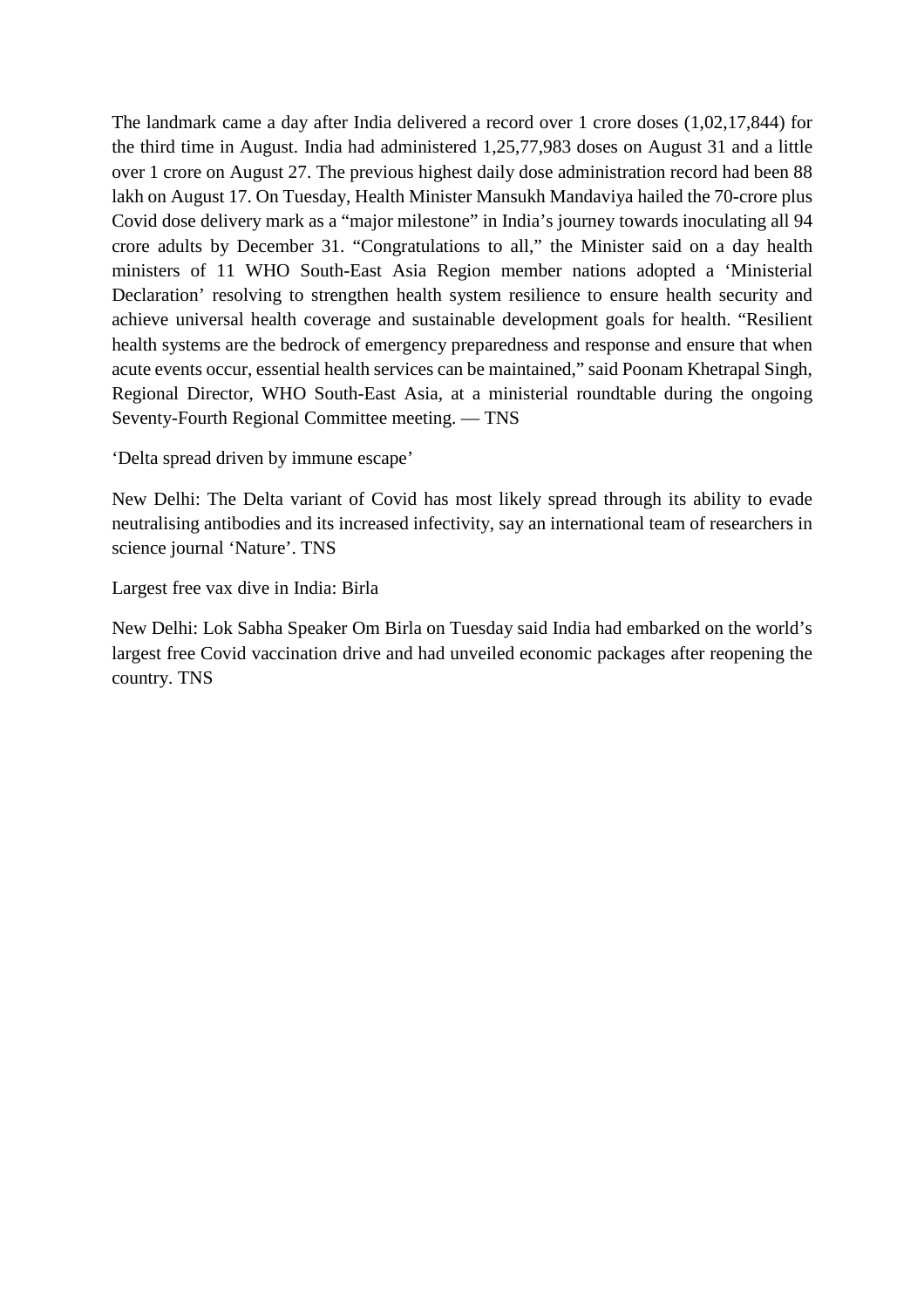The landmark came a day after India delivered a record over 1 crore doses (1,02,17,844) for the third time in August. India had administered 1,25,77,983 doses on August 31 and a little over 1 crore on August 27. The previous highest daily dose administration record had been 88 lakh on August 17. On Tuesday, Health Minister Mansukh Mandaviya hailed the 70-crore plus Covid dose delivery mark as a "major milestone" in India's journey towards inoculating all 94 crore adults by December 31. "Congratulations to all," the Minister said on a day health ministers of 11 WHO South-East Asia Region member nations adopted a 'Ministerial Declaration' resolving to strengthen health system resilience to ensure health security and achieve universal health coverage and sustainable development goals for health. "Resilient health systems are the bedrock of emergency preparedness and response and ensure that when acute events occur, essential health services can be maintained," said Poonam Khetrapal Singh, Regional Director, WHO South-East Asia, at a ministerial roundtable during the ongoing Seventy-Fourth Regional Committee meeting. — TNS

'Delta spread driven by immune escape'

New Delhi: The Delta variant of Covid has most likely spread through its ability to evade neutralising antibodies and its increased infectivity, say an international team of researchers in science journal 'Nature'. TNS

Largest free vax dive in India: Birla

New Delhi: Lok Sabha Speaker Om Birla on Tuesday said India had embarked on the world's largest free Covid vaccination drive and had unveiled economic packages after reopening the country. TNS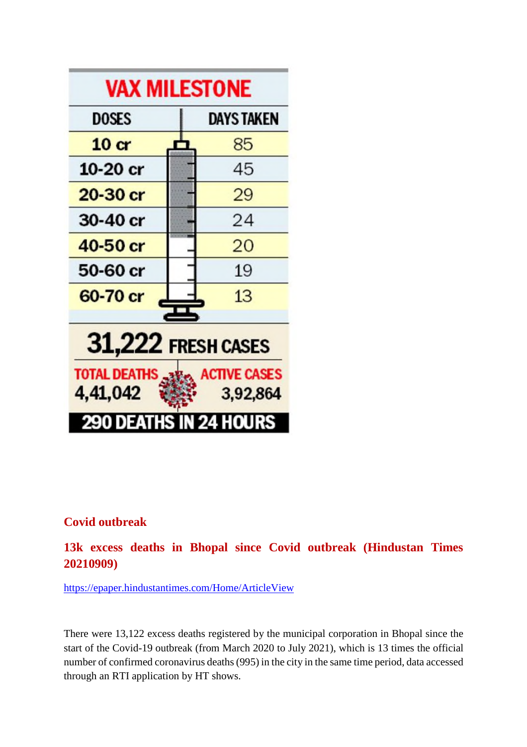## VAX MILESTONE

| DOSES | DAYS TAKEN |
| --- | --- |
| 10 cr | 85 |
| 10-20 cr | 45 |
| 20-30 cr | 29 |
| 30-40 cr | 24 |
| 40-50 cr | 20 |
| 50-60 cr | 19 |
| 60-70 cr | 13 |

**31,222 FRESH CASES**

**TOTAL DEATHS** 4,41,042

**ACTIVE CASES** 3,92,864

**290 DEATHS IN 24 HOURS**

## Covid outbreak

### 13k excess deaths in Bhopal since Covid outbreak (Hindustan Times 20210909)

https://epaper.hindustantimes.com/Home/ArticleView

There were 13,122 excess deaths registered by the municipal corporation in Bhopal since the start of the Covid-19 outbreak (from March 2020 to July 2021), which is 13 times the official number of confirmed coronavirus deaths (995) in the city in the same time period, data accessed through an RTI application by HT shows.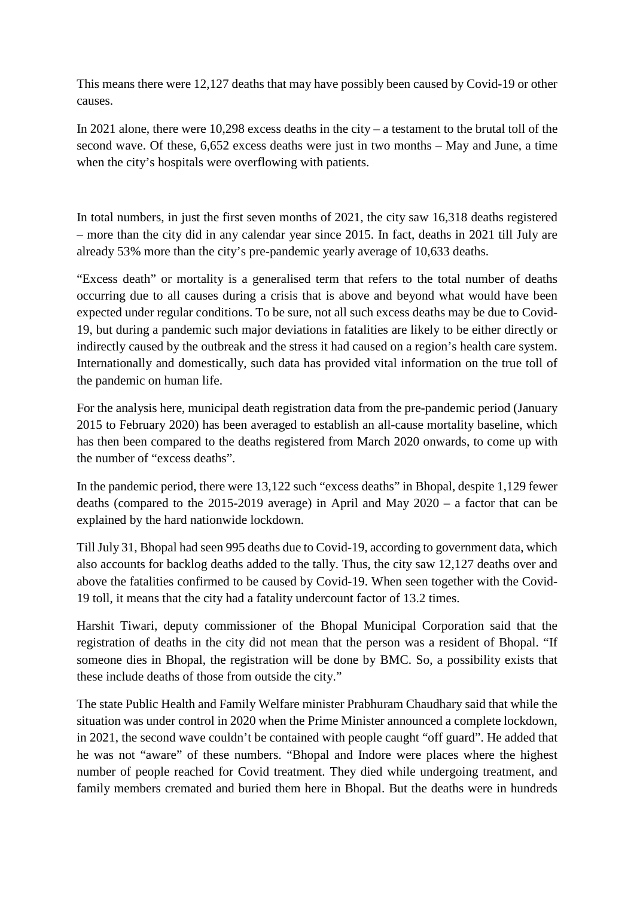This means there were 12,127 deaths that may have possibly been caused by Covid-19 or other causes.

In 2021 alone, there were 10,298 excess deaths in the city – a testament to the brutal toll of the second wave. Of these, 6,652 excess deaths were just in two months – May and June, a time when the city's hospitals were overflowing with patients.

In total numbers, in just the first seven months of 2021, the city saw 16,318 deaths registered – more than the city did in any calendar year since 2015. In fact, deaths in 2021 till July are already 53% more than the city's pre-pandemic yearly average of 10,633 deaths.

"Excess death" or mortality is a generalised term that refers to the total number of deaths occurring due to all causes during a crisis that is above and beyond what would have been expected under regular conditions. To be sure, not all such excess deaths may be due to Covid-19, but during a pandemic such major deviations in fatalities are likely to be either directly or indirectly caused by the outbreak and the stress it had caused on a region's health care system. Internationally and domestically, such data has provided vital information on the true toll of the pandemic on human life.

For the analysis here, municipal death registration data from the pre-pandemic period (January 2015 to February 2020) has been averaged to establish an all-cause mortality baseline, which has then been compared to the deaths registered from March 2020 onwards, to come up with the number of "excess deaths".

In the pandemic period, there were 13,122 such "excess deaths" in Bhopal, despite 1,129 fewer deaths (compared to the 2015-2019 average) in April and May 2020 – a factor that can be explained by the hard nationwide lockdown.

Till July 31, Bhopal had seen 995 deaths due to Covid-19, according to government data, which also accounts for backlog deaths added to the tally. Thus, the city saw 12,127 deaths over and above the fatalities confirmed to be caused by Covid-19. When seen together with the Covid-19 toll, it means that the city had a fatality undercount factor of 13.2 times.

Harshit Tiwari, deputy commissioner of the Bhopal Municipal Corporation said that the registration of deaths in the city did not mean that the person was a resident of Bhopal. "If someone dies in Bhopal, the registration will be done by BMC. So, a possibility exists that these include deaths of those from outside the city."

The state Public Health and Family Welfare minister Prabhuram Chaudhary said that while the situation was under control in 2020 when the Prime Minister announced a complete lockdown, in 2021, the second wave couldn't be contained with people caught "off guard". He added that he was not "aware" of these numbers. "Bhopal and Indore were places where the highest number of people reached for Covid treatment. They died while undergoing treatment, and family members cremated and buried them here in Bhopal. But the deaths were in hundreds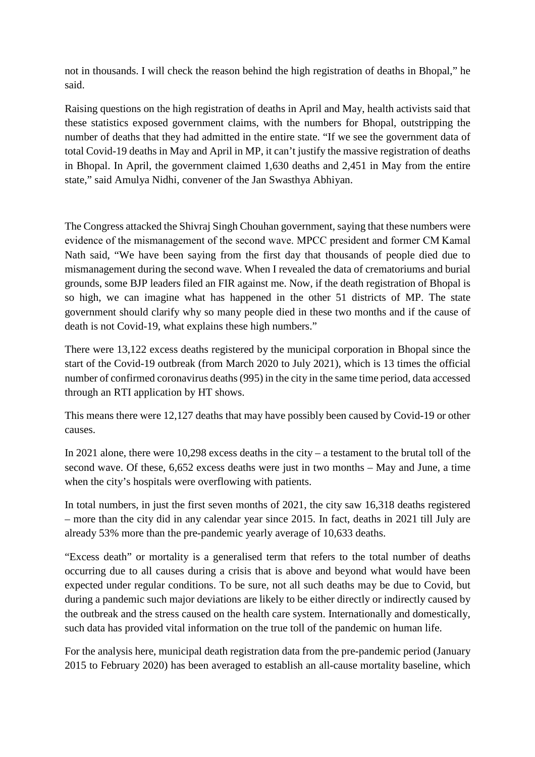not in thousands. I will check the reason behind the high registration of deaths in Bhopal," he said.

Raising questions on the high registration of deaths in April and May, health activists said that these statistics exposed government claims, with the numbers for Bhopal, outstripping the number of deaths that they had admitted in the entire state. "If we see the government data of total Covid-19 deaths in May and April in MP, it can't justify the massive registration of deaths in Bhopal. In April, the government claimed 1,630 deaths and 2,451 in May from the entire state," said Amulya Nidhi, convener of the Jan Swasthya Abhiyan.

The Congress attacked the Shivraj Singh Chouhan government, saying that these numbers were evidence of the mismanagement of the second wave. MPCC president and former CM Kamal Nath said, "We have been saying from the first day that thousands of people died due to mismanagement during the second wave. When I revealed the data of crematoriums and burial grounds, some BJP leaders filed an FIR against me. Now, if the death registration of Bhopal is so high, we can imagine what has happened in the other 51 districts of MP. The state government should clarify why so many people died in these two months and if the cause of death is not Covid-19, what explains these high numbers."

There were 13,122 excess deaths registered by the municipal corporation in Bhopal since the start of the Covid-19 outbreak (from March 2020 to July 2021), which is 13 times the official number of confirmed coronavirus deaths (995) in the city in the same time period, data accessed through an RTI application by HT shows.

This means there were 12,127 deaths that may have possibly been caused by Covid-19 or other causes.

In 2021 alone, there were 10,298 excess deaths in the city – a testament to the brutal toll of the second wave. Of these, 6,652 excess deaths were just in two months – May and June, a time when the city's hospitals were overflowing with patients.

In total numbers, in just the first seven months of 2021, the city saw 16,318 deaths registered – more than the city did in any calendar year since 2015. In fact, deaths in 2021 till July are already 53% more than the pre-pandemic yearly average of 10,633 deaths.

"Excess death" or mortality is a generalised term that refers to the total number of deaths occurring due to all causes during a crisis that is above and beyond what would have been expected under regular conditions. To be sure, not all such deaths may be due to Covid, but during a pandemic such major deviations are likely to be either directly or indirectly caused by the outbreak and the stress caused on the health care system. Internationally and domestically, such data has provided vital information on the true toll of the pandemic on human life.

For the analysis here, municipal death registration data from the pre-pandemic period (January 2015 to February 2020) has been averaged to establish an all-cause mortality baseline, which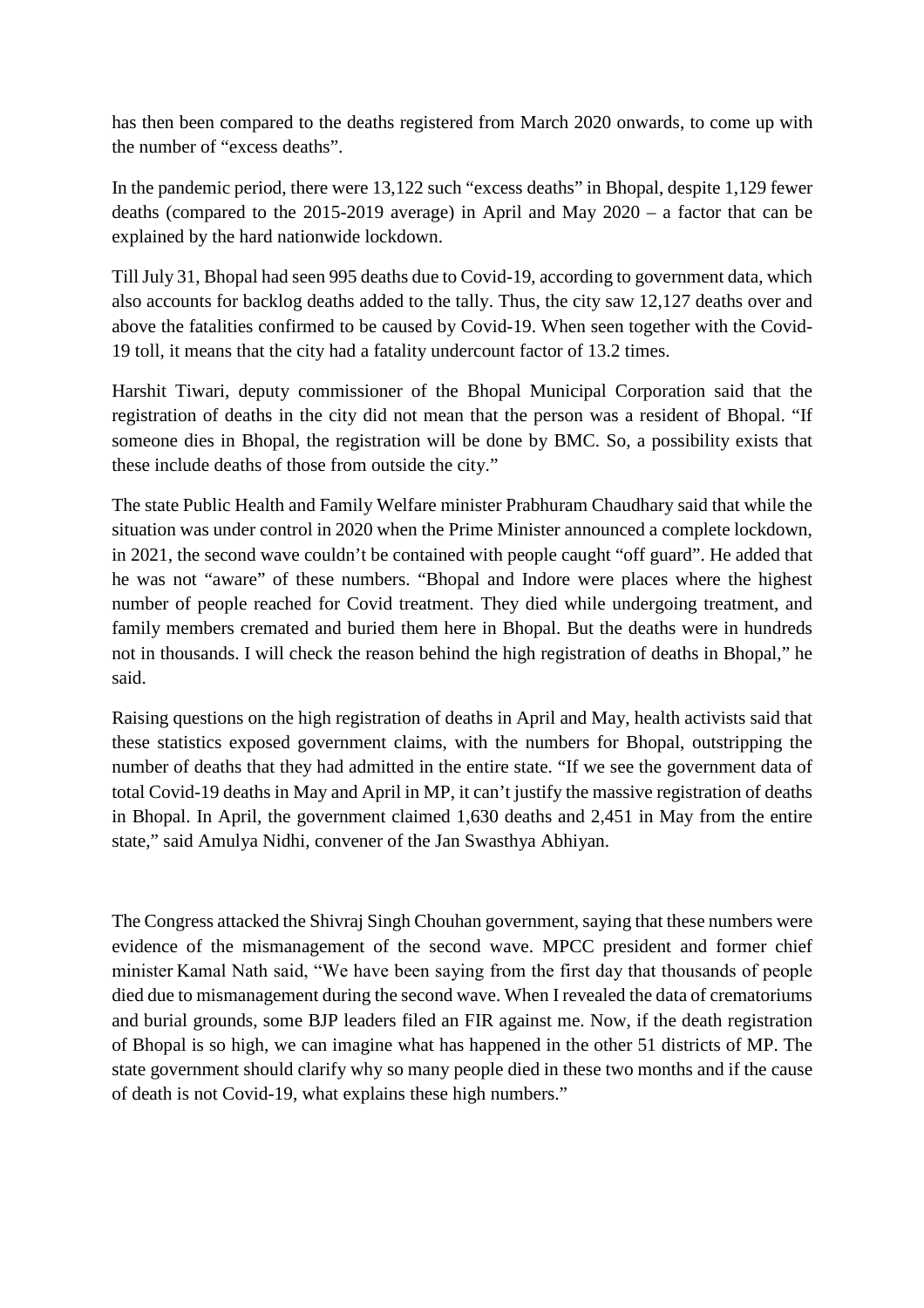has then been compared to the deaths registered from March 2020 onwards, to come up with the number of "excess deaths".

In the pandemic period, there were 13,122 such "excess deaths" in Bhopal, despite 1,129 fewer deaths (compared to the 2015-2019 average) in April and May 2020 – a factor that can be explained by the hard nationwide lockdown.

Till July 31, Bhopal had seen 995 deaths due to Covid-19, according to government data, which also accounts for backlog deaths added to the tally. Thus, the city saw 12,127 deaths over and above the fatalities confirmed to be caused by Covid-19. When seen together with the Covid-19 toll, it means that the city had a fatality undercount factor of 13.2 times.

Harshit Tiwari, deputy commissioner of the Bhopal Municipal Corporation said that the registration of deaths in the city did not mean that the person was a resident of Bhopal. "If someone dies in Bhopal, the registration will be done by BMC. So, a possibility exists that these include deaths of those from outside the city."

The state Public Health and Family Welfare minister Prabhuram Chaudhary said that while the situation was under control in 2020 when the Prime Minister announced a complete lockdown, in 2021, the second wave couldn't be contained with people caught "off guard". He added that he was not "aware" of these numbers. "Bhopal and Indore were places where the highest number of people reached for Covid treatment. They died while undergoing treatment, and family members cremated and buried them here in Bhopal. But the deaths were in hundreds not in thousands. I will check the reason behind the high registration of deaths in Bhopal," he said.

Raising questions on the high registration of deaths in April and May, health activists said that these statistics exposed government claims, with the numbers for Bhopal, outstripping the number of deaths that they had admitted in the entire state. "If we see the government data of total Covid-19 deaths in May and April in MP, it can't justify the massive registration of deaths in Bhopal. In April, the government claimed 1,630 deaths and 2,451 in May from the entire state," said Amulya Nidhi, convener of the Jan Swasthya Abhiyan.

The Congress attacked the Shivraj Singh Chouhan government, saying that these numbers were evidence of the mismanagement of the second wave. MPCC president and former chief minister Kamal Nath said, "We have been saying from the first day that thousands of people died due to mismanagement during the second wave. When I revealed the data of crematoriums and burial grounds, some BJP leaders filed an FIR against me. Now, if the death registration of Bhopal is so high, we can imagine what has happened in the other 51 districts of MP. The state government should clarify why so many people died in these two months and if the cause of death is not Covid-19, what explains these high numbers."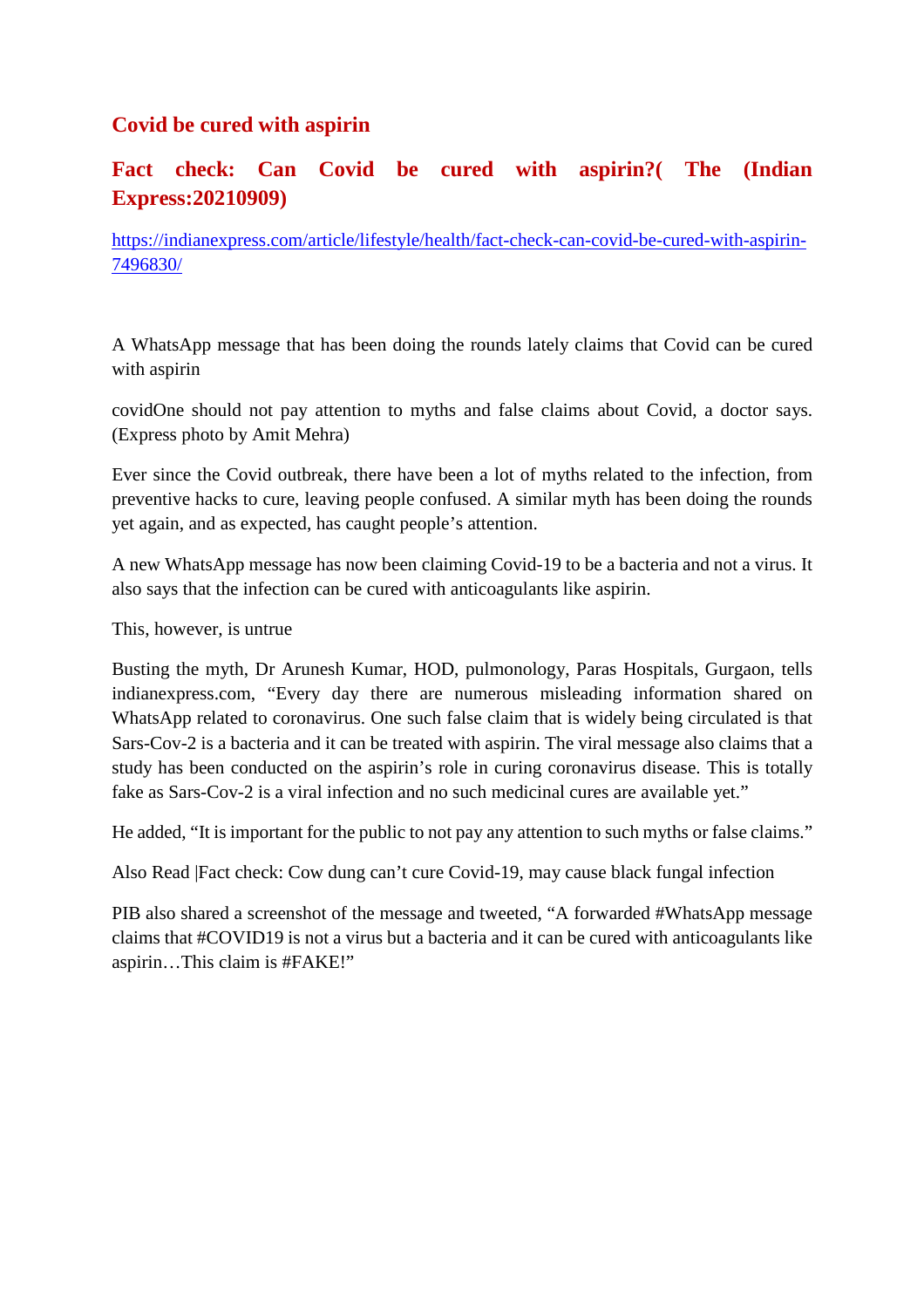## Covid be cured with aspirin

## Fact check: Can Covid be cured with aspirin?( The (Indian Express:20210909)

https://indianexpress.com/article/lifestyle/health/fact-check-can-covid-be-cured-with-aspirin-7496830/

A WhatsApp message that has been doing the rounds lately claims that Covid can be cured with aspirin

covidOne should not pay attention to myths and false claims about Covid, a doctor says. (Express photo by Amit Mehra)

Ever since the Covid outbreak, there have been a lot of myths related to the infection, from preventive hacks to cure, leaving people confused. A similar myth has been doing the rounds yet again, and as expected, has caught people's attention.

A new WhatsApp message has now been claiming Covid-19 to be a bacteria and not a virus. It also says that the infection can be cured with anticoagulants like aspirin.

This, however, is untrue

Busting the myth, Dr Arunesh Kumar, HOD, pulmonology, Paras Hospitals, Gurgaon, tells indianexpress.com, "Every day there are numerous misleading information shared on WhatsApp related to coronavirus. One such false claim that is widely being circulated is that Sars-Cov-2 is a bacteria and it can be treated with aspirin. The viral message also claims that a study has been conducted on the aspirin's role in curing coronavirus disease. This is totally fake as Sars-Cov-2 is a viral infection and no such medicinal cures are available yet."

He added, "It is important for the public to not pay any attention to such myths or false claims."

Also Read |Fact check: Cow dung can't cure Covid-19, may cause black fungal infection

PIB also shared a screenshot of the message and tweeted, "A forwarded #WhatsApp message claims that #COVID19 is not a virus but a bacteria and it can be cured with anticoagulants like aspirin…This claim is #FAKE!"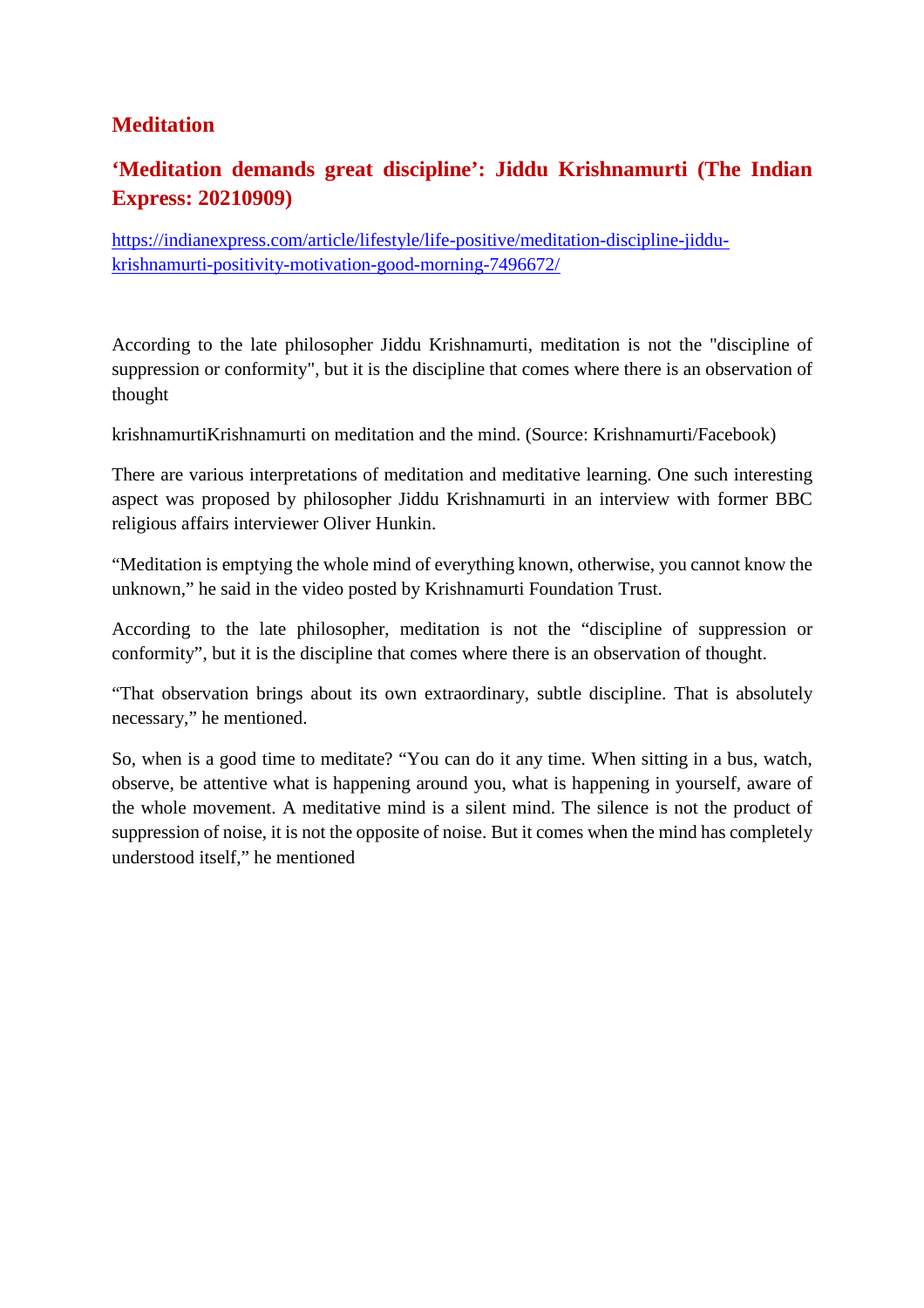# Meditation

## ‘Meditation demands great discipline’: Jiddu Krishnamurti (The Indian Express: 20210909)

https://indianexpress.com/article/lifestyle/life-positive/meditation-discipline-jiddu-krishnamurti-positivity-motivation-good-morning-7496672/

According to the late philosopher Jiddu Krishnamurti, meditation is not the "discipline of suppression or conformity", but it is the discipline that comes where there is an observation of thought

krishnamurtiKrishnamurti on meditation and the mind. (Source: Krishnamurti/Facebook)

There are various interpretations of meditation and meditative learning. One such interesting aspect was proposed by philosopher Jiddu Krishnamurti in an interview with former BBC religious affairs interviewer Oliver Hunkin.

“Meditation is emptying the whole mind of everything known, otherwise, you cannot know the unknown,” he said in the video posted by Krishnamurti Foundation Trust.

According to the late philosopher, meditation is not the “discipline of suppression or conformity”, but it is the discipline that comes where there is an observation of thought.

“That observation brings about its own extraordinary, subtle discipline. That is absolutely necessary,” he mentioned.

So, when is a good time to meditate? “You can do it any time. When sitting in a bus, watch, observe, be attentive what is happening around you, what is happening in yourself, aware of the whole movement. A meditative mind is a silent mind. The silence is not the product of suppression of noise, it is not the opposite of noise. But it comes when the mind has completely understood itself,” he mentioned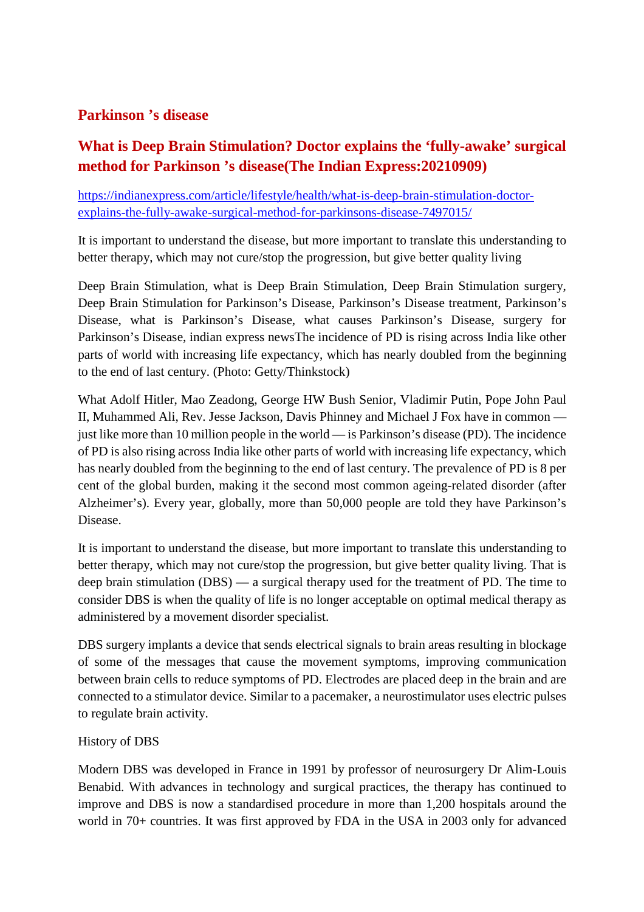## Parkinson ’s disease

### What is Deep Brain Stimulation? Doctor explains the ‘fully-awake’ surgical method for Parkinson ’s disease(The Indian Express:20210909)

https://indianexpress.com/article/lifestyle/health/what-is-deep-brain-stimulation-doctor-explains-the-fully-awake-surgical-method-for-parkinsons-disease-7497015/

It is important to understand the disease, but more important to translate this understanding to better therapy, which may not cure/stop the progression, but give better quality living

Deep Brain Stimulation, what is Deep Brain Stimulation, Deep Brain Stimulation surgery, Deep Brain Stimulation for Parkinson’s Disease, Parkinson’s Disease treatment, Parkinson’s Disease, what is Parkinson’s Disease, what causes Parkinson’s Disease, surgery for Parkinson’s Disease, indian express newsThe incidence of PD is rising across India like other parts of world with increasing life expectancy, which has nearly doubled from the beginning to the end of last century. (Photo: Getty/Thinkstock)

What Adolf Hitler, Mao Zeadong, George HW Bush Senior, Vladimir Putin, Pope John Paul II, Muhammed Ali, Rev. Jesse Jackson, Davis Phinney and Michael J Fox have in common — just like more than 10 million people in the world — is Parkinson’s disease (PD). The incidence of PD is also rising across India like other parts of world with increasing life expectancy, which has nearly doubled from the beginning to the end of last century. The prevalence of PD is 8 per cent of the global burden, making it the second most common ageing-related disorder (after Alzheimer’s). Every year, globally, more than 50,000 people are told they have Parkinson’s Disease.

It is important to understand the disease, but more important to translate this understanding to better therapy, which may not cure/stop the progression, but give better quality living. That is deep brain stimulation (DBS) — a surgical therapy used for the treatment of PD. The time to consider DBS is when the quality of life is no longer acceptable on optimal medical therapy as administered by a movement disorder specialist.

DBS surgery implants a device that sends electrical signals to brain areas resulting in blockage of some of the messages that cause the movement symptoms, improving communication between brain cells to reduce symptoms of PD. Electrodes are placed deep in the brain and are connected to a stimulator device. Similar to a pacemaker, a neurostimulator uses electric pulses to regulate brain activity.

History of DBS

Modern DBS was developed in France in 1991 by professor of neurosurgery Dr Alim-Louis Benabid. With advances in technology and surgical practices, the therapy has continued to improve and DBS is now a standardised procedure in more than 1,200 hospitals around the world in 70+ countries. It was first approved by FDA in the USA in 2003 only for advanced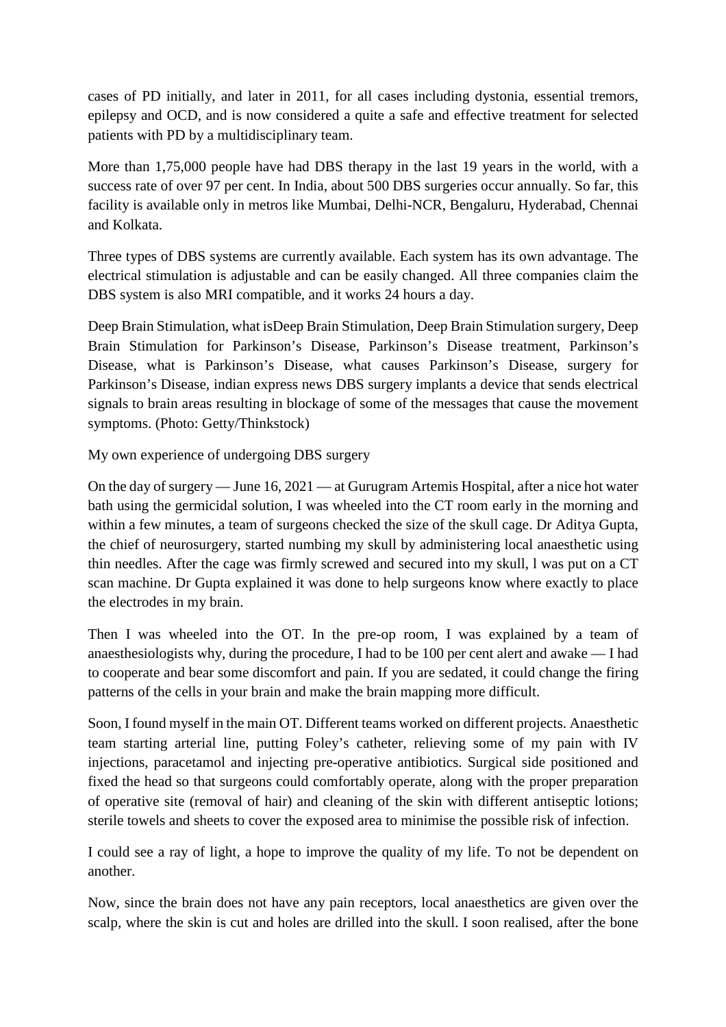cases of PD initially, and later in 2011, for all cases including dystonia, essential tremors, epilepsy and OCD, and is now considered a quite a safe and effective treatment for selected patients with PD by a multidisciplinary team.

More than 1,75,000 people have had DBS therapy in the last 19 years in the world, with a success rate of over 97 per cent. In India, about 500 DBS surgeries occur annually. So far, this facility is available only in metros like Mumbai, Delhi-NCR, Bengaluru, Hyderabad, Chennai and Kolkata.

Three types of DBS systems are currently available. Each system has its own advantage. The electrical stimulation is adjustable and can be easily changed. All three companies claim the DBS system is also MRI compatible, and it works 24 hours a day.

Deep Brain Stimulation, what isDeep Brain Stimulation, Deep Brain Stimulation surgery, Deep Brain Stimulation for Parkinson's Disease, Parkinson's Disease treatment, Parkinson's Disease, what is Parkinson's Disease, what causes Parkinson's Disease, surgery for Parkinson's Disease, indian express news DBS surgery implants a device that sends electrical signals to brain areas resulting in blockage of some of the messages that cause the movement symptoms. (Photo: Getty/Thinkstock)

My own experience of undergoing DBS surgery

On the day of surgery — June 16, 2021 — at Gurugram Artemis Hospital, after a nice hot water bath using the germicidal solution, I was wheeled into the CT room early in the morning and within a few minutes, a team of surgeons checked the size of the skull cage. Dr Aditya Gupta, the chief of neurosurgery, started numbing my skull by administering local anaesthetic using thin needles. After the cage was firmly screwed and secured into my skull, l was put on a CT scan machine. Dr Gupta explained it was done to help surgeons know where exactly to place the electrodes in my brain.

Then I was wheeled into the OT. In the pre-op room, I was explained by a team of anaesthesiologists why, during the procedure, I had to be 100 per cent alert and awake — I had to cooperate and bear some discomfort and pain. If you are sedated, it could change the firing patterns of the cells in your brain and make the brain mapping more difficult.

Soon, I found myself in the main OT. Different teams worked on different projects. Anaesthetic team starting arterial line, putting Foley's catheter, relieving some of my pain with IV injections, paracetamol and injecting pre-operative antibiotics. Surgical side positioned and fixed the head so that surgeons could comfortably operate, along with the proper preparation of operative site (removal of hair) and cleaning of the skin with different antiseptic lotions; sterile towels and sheets to cover the exposed area to minimise the possible risk of infection.

I could see a ray of light, a hope to improve the quality of my life. To not be dependent on another.

Now, since the brain does not have any pain receptors, local anaesthetics are given over the scalp, where the skin is cut and holes are drilled into the skull. I soon realised, after the bone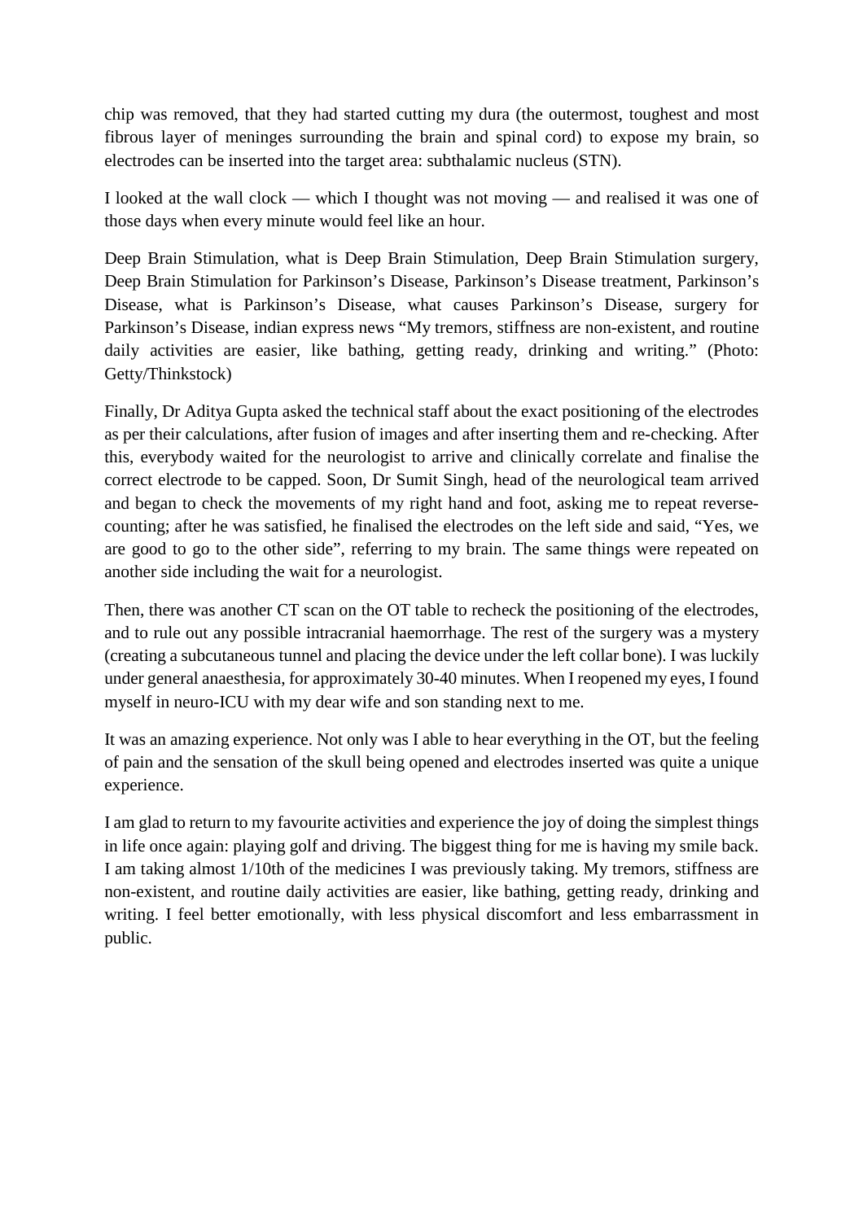chip was removed, that they had started cutting my dura (the outermost, toughest and most fibrous layer of meninges surrounding the brain and spinal cord) to expose my brain, so electrodes can be inserted into the target area: subthalamic nucleus (STN).

I looked at the wall clock — which I thought was not moving — and realised it was one of those days when every minute would feel like an hour.

Deep Brain Stimulation, what is Deep Brain Stimulation, Deep Brain Stimulation surgery, Deep Brain Stimulation for Parkinson's Disease, Parkinson's Disease treatment, Parkinson's Disease, what is Parkinson's Disease, what causes Parkinson's Disease, surgery for Parkinson's Disease, indian express news "My tremors, stiffness are non-existent, and routine daily activities are easier, like bathing, getting ready, drinking and writing." (Photo: Getty/Thinkstock)

Finally, Dr Aditya Gupta asked the technical staff about the exact positioning of the electrodes as per their calculations, after fusion of images and after inserting them and re-checking. After this, everybody waited for the neurologist to arrive and clinically correlate and finalise the correct electrode to be capped. Soon, Dr Sumit Singh, head of the neurological team arrived and began to check the movements of my right hand and foot, asking me to repeat reverse-counting; after he was satisfied, he finalised the electrodes on the left side and said, "Yes, we are good to go to the other side", referring to my brain. The same things were repeated on another side including the wait for a neurologist.

Then, there was another CT scan on the OT table to recheck the positioning of the electrodes, and to rule out any possible intracranial haemorrhage. The rest of the surgery was a mystery (creating a subcutaneous tunnel and placing the device under the left collar bone). I was luckily under general anaesthesia, for approximately 30-40 minutes. When I reopened my eyes, I found myself in neuro-ICU with my dear wife and son standing next to me.

It was an amazing experience. Not only was I able to hear everything in the OT, but the feeling of pain and the sensation of the skull being opened and electrodes inserted was quite a unique experience.

I am glad to return to my favourite activities and experience the joy of doing the simplest things in life once again: playing golf and driving. The biggest thing for me is having my smile back. I am taking almost 1/10th of the medicines I was previously taking. My tremors, stiffness are non-existent, and routine daily activities are easier, like bathing, getting ready, drinking and writing. I feel better emotionally, with less physical discomfort and less embarrassment in public.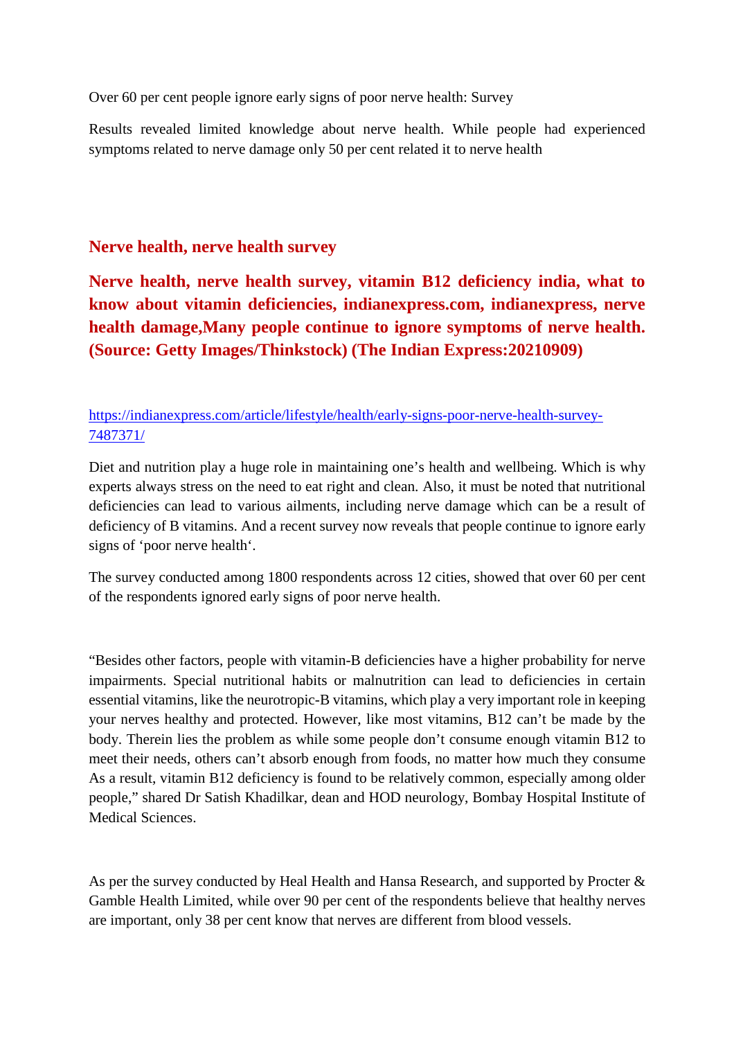Over 60 per cent people ignore early signs of poor nerve health: Survey

Results revealed limited knowledge about nerve health. While people had experienced symptoms related to nerve damage only 50 per cent related it to nerve health

## Nerve health, nerve health survey

## Nerve health, nerve health survey, vitamin B12 deficiency india, what to know about vitamin deficiencies, indianexpress.com, indianexpress, nerve health damage,Many people continue to ignore symptoms of nerve health. (Source: Getty Images/Thinkstock) (The Indian Express:20210909)

https://indianexpress.com/article/lifestyle/health/early-signs-poor-nerve-health-survey-7487371/

Diet and nutrition play a huge role in maintaining one's health and wellbeing. Which is why experts always stress on the need to eat right and clean. Also, it must be noted that nutritional deficiencies can lead to various ailments, including nerve damage which can be a result of deficiency of B vitamins. And a recent survey now reveals that people continue to ignore early signs of 'poor nerve health'.

The survey conducted among 1800 respondents across 12 cities, showed that over 60 per cent of the respondents ignored early signs of poor nerve health.

"Besides other factors, people with vitamin-B deficiencies have a higher probability for nerve impairments. Special nutritional habits or malnutrition can lead to deficiencies in certain essential vitamins, like the neurotropic-B vitamins, which play a very important role in keeping your nerves healthy and protected. However, like most vitamins, B12 can't be made by the body. Therein lies the problem as while some people don't consume enough vitamin B12 to meet their needs, others can't absorb enough from foods, no matter how much they consume As a result, vitamin B12 deficiency is found to be relatively common, especially among older people," shared Dr Satish Khadilkar, dean and HOD neurology, Bombay Hospital Institute of Medical Sciences.

As per the survey conducted by Heal Health and Hansa Research, and supported by Procter & Gamble Health Limited, while over 90 per cent of the respondents believe that healthy nerves are important, only 38 per cent know that nerves are different from blood vessels.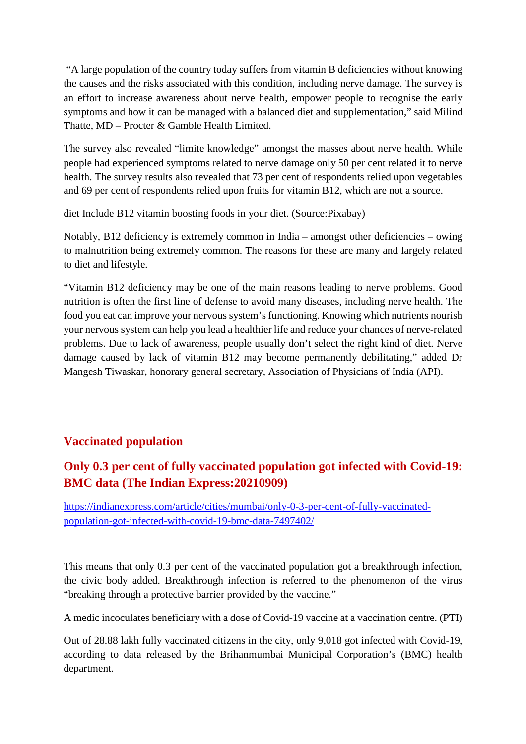"A large population of the country today suffers from vitamin B deficiencies without knowing the causes and the risks associated with this condition, including nerve damage. The survey is an effort to increase awareness about nerve health, empower people to recognise the early symptoms and how it can be managed with a balanced diet and supplementation," said Milind Thatte, MD – Procter & Gamble Health Limited.

The survey also revealed "limite knowledge" amongst the masses about nerve health. While people had experienced symptoms related to nerve damage only 50 per cent related it to nerve health. The survey results also revealed that 73 per cent of respondents relied upon vegetables and 69 per cent of respondents relied upon fruits for vitamin B12, which are not a source.

diet Include B12 vitamin boosting foods in your diet. (Source:Pixabay)

Notably, B12 deficiency is extremely common in India – amongst other deficiencies – owing to malnutrition being extremely common. The reasons for these are many and largely related to diet and lifestyle.

"Vitamin B12 deficiency may be one of the main reasons leading to nerve problems. Good nutrition is often the first line of defense to avoid many diseases, including nerve health. The food you eat can improve your nervous system's functioning. Knowing which nutrients nourish your nervous system can help you lead a healthier life and reduce your chances of nerve-related problems. Due to lack of awareness, people usually don't select the right kind of diet. Nerve damage caused by lack of vitamin B12 may become permanently debilitating," added Dr Mangesh Tiwaskar, honorary general secretary, Association of Physicians of India (API).

## Vaccinated population

## Only 0.3 per cent of fully vaccinated population got infected with Covid-19: BMC data (The Indian Express:20210909)

https://indianexpress.com/article/cities/mumbai/only-0-3-per-cent-of-fully-vaccinated-population-got-infected-with-covid-19-bmc-data-7497402/

This means that only 0.3 per cent of the vaccinated population got a breakthrough infection, the civic body added. Breakthrough infection is referred to the phenomenon of the virus "breaking through a protective barrier provided by the vaccine."

A medic incoculates beneficiary with a dose of Covid-19 vaccine at a vaccination centre. (PTI)

Out of 28.88 lakh fully vaccinated citizens in the city, only 9,018 got infected with Covid-19, according to data released by the Brihanmumbai Municipal Corporation's (BMC) health department.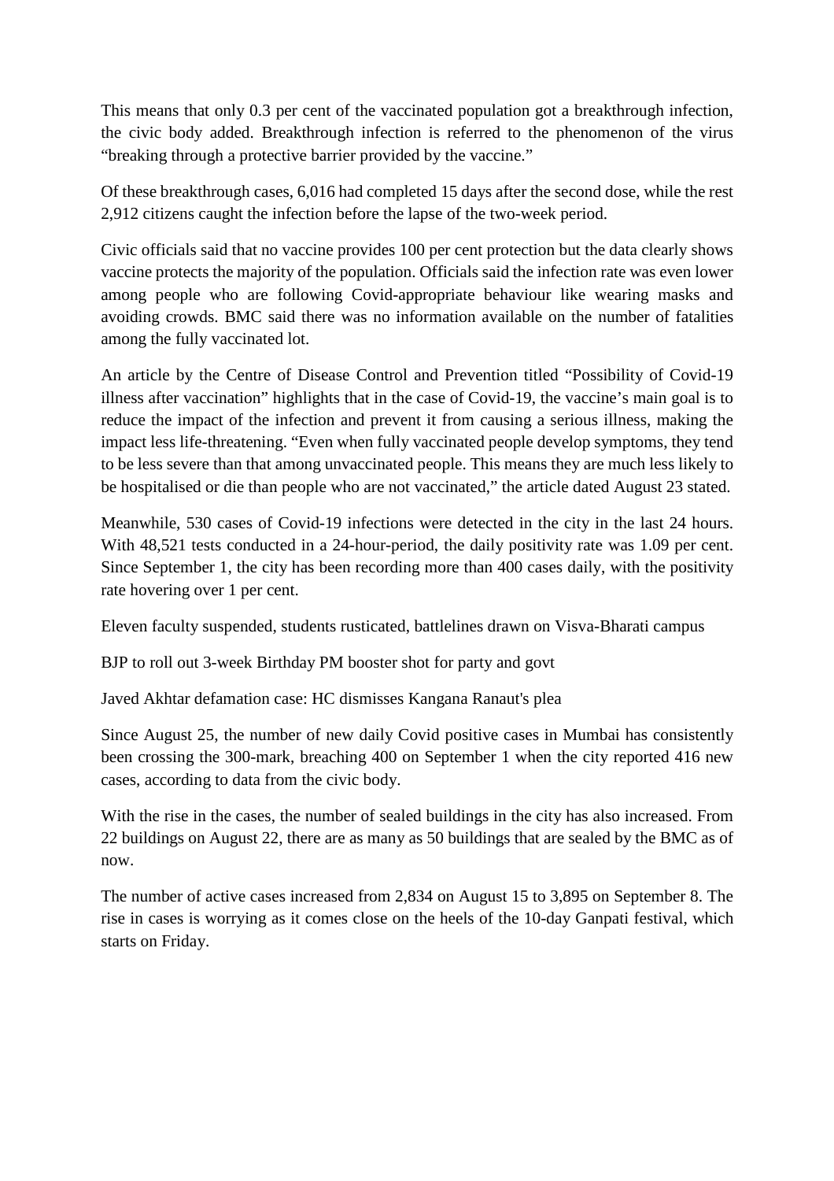This means that only 0.3 per cent of the vaccinated population got a breakthrough infection, the civic body added. Breakthrough infection is referred to the phenomenon of the virus “breaking through a protective barrier provided by the vaccine.”

Of these breakthrough cases, 6,016 had completed 15 days after the second dose, while the rest 2,912 citizens caught the infection before the lapse of the two-week period.

Civic officials said that no vaccine provides 100 per cent protection but the data clearly shows vaccine protects the majority of the population. Officials said the infection rate was even lower among people who are following Covid-appropriate behaviour like wearing masks and avoiding crowds. BMC said there was no information available on the number of fatalities among the fully vaccinated lot.

An article by the Centre of Disease Control and Prevention titled “Possibility of Covid-19 illness after vaccination” highlights that in the case of Covid-19, the vaccine’s main goal is to reduce the impact of the infection and prevent it from causing a serious illness, making the impact less life-threatening. “Even when fully vaccinated people develop symptoms, they tend to be less severe than that among unvaccinated people. This means they are much less likely to be hospitalised or die than people who are not vaccinated,” the article dated August 23 stated.

Meanwhile, 530 cases of Covid-19 infections were detected in the city in the last 24 hours. With 48,521 tests conducted in a 24-hour-period, the daily positivity rate was 1.09 per cent. Since September 1, the city has been recording more than 400 cases daily, with the positivity rate hovering over 1 per cent.

Eleven faculty suspended, students rusticated, battlelines drawn on Visva-Bharati campus

BJP to roll out 3-week Birthday PM booster shot for party and govt

Javed Akhtar defamation case: HC dismisses Kangana Ranaut's plea

Since August 25, the number of new daily Covid positive cases in Mumbai has consistently been crossing the 300-mark, breaching 400 on September 1 when the city reported 416 new cases, according to data from the civic body.

With the rise in the cases, the number of sealed buildings in the city has also increased. From 22 buildings on August 22, there are as many as 50 buildings that are sealed by the BMC as of now.

The number of active cases increased from 2,834 on August 15 to 3,895 on September 8. The rise in cases is worrying as it comes close on the heels of the 10-day Ganpati festival, which starts on Friday.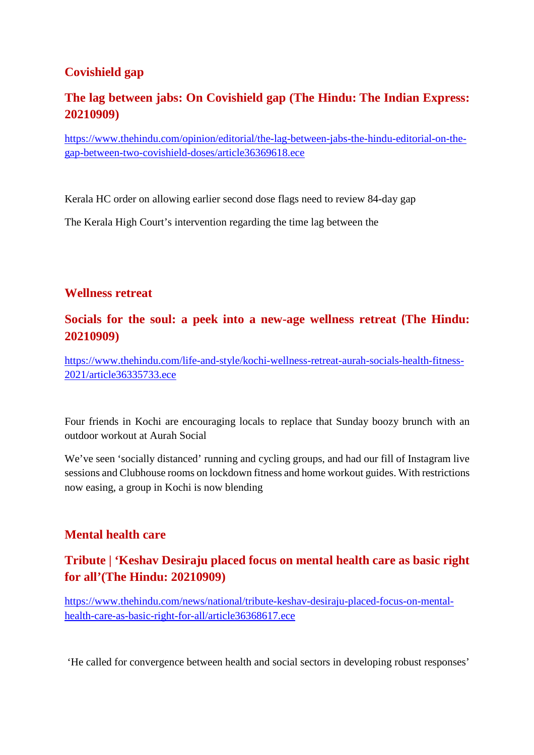## Covishield gap

## The lag between jabs: On Covishield gap (The Hindu: The Indian Express: 20210909)

https://www.thehindu.com/opinion/editorial/the-lag-between-jabs-the-hindu-editorial-on-the-gap-between-two-covishield-doses/article36369618.ece

Kerala HC order on allowing earlier second dose flags need to review 84-day gap

The Kerala High Court's intervention regarding the time lag between the

## Wellness retreat

## Socials for the soul: a peek into a new-age wellness retreat (The Hindu: 20210909)

https://www.thehindu.com/life-and-style/kochi-wellness-retreat-aurah-socials-health-fitness-2021/article36335733.ece

Four friends in Kochi are encouraging locals to replace that Sunday boozy brunch with an outdoor workout at Aurah Social

We've seen 'socially distanced' running and cycling groups, and had our fill of Instagram live sessions and Clubhouse rooms on lockdown fitness and home workout guides. With restrictions now easing, a group in Kochi is now blending

## Mental health care

## Tribute | 'Keshav Desiraju placed focus on mental health care as basic right for all'(The Hindu: 20210909)

https://www.thehindu.com/news/national/tribute-keshav-desiraju-placed-focus-on-mental-health-care-as-basic-right-for-all/article36368617.ece

'He called for convergence between health and social sectors in developing robust responses'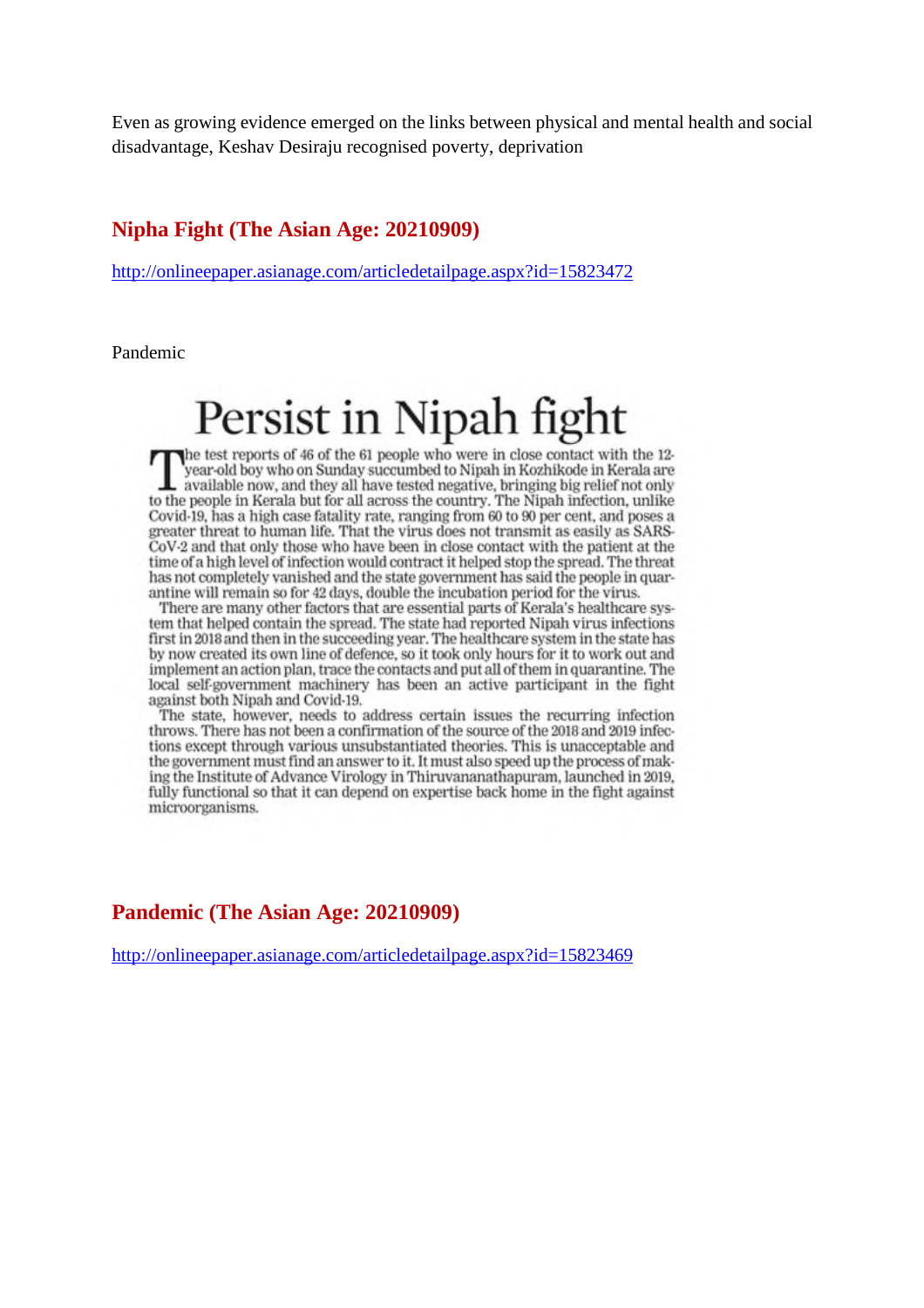Even as growing evidence emerged on the links between physical and mental health and social disadvantage, Keshav Desiraju recognised poverty, deprivation

## Nipha Fight (The Asian Age: 20210909)

http://onlineepaper.asianage.com/articledetailpage.aspx?id=15823472

Pandemic

# Persist in Nipah fight

The test reports of 46 of the 61 people who were in close contact with the 12-year-old boy who on Sunday succumbed to Nipah in Kozhikode in Kerala are available now, and they all have tested negative, bringing big relief not only to the people in Kerala but for all across the country. The Nipah infection, unlike Covid-19, has a high case fatality rate, ranging from 60 to 90 per cent, and poses a greater threat to human life. That the virus does not transmit as easily as SARS-CoV-2 and that only those who have been in close contact with the patient at the time of a high level of infection would contract it helped stop the spread. The threat has not completely vanished and the state government has said the people in quarantine will remain so for 42 days, double the incubation period for the virus.

There are many other factors that are essential parts of Kerala's healthcare system that helped contain the spread. The state had reported Nipah virus infections first in 2018 and then in the succeeding year. The healthcare system in the state has by now created its own line of defence, so it took only hours for it to work out and implement an action plan, trace the contacts and put all of them in quarantine. The local self-government machinery has been an active participant in the fight against both Nipah and Covid-19.

The state, however, needs to address certain issues the recurring infection throws. There has not been a confirmation of the source of the 2018 and 2019 infections except through various unsubstantiated theories. This is unacceptable and the government must find an answer to it. It must also speed up the process of making the Institute of Advance Virology in Thiruvananthapuram, launched in 2019, fully functional so that it can depend on expertise back home in the fight against microorganisms.

## Pandemic (The Asian Age: 20210909)

http://onlineepaper.asianage.com/articledetailpage.aspx?id=15823469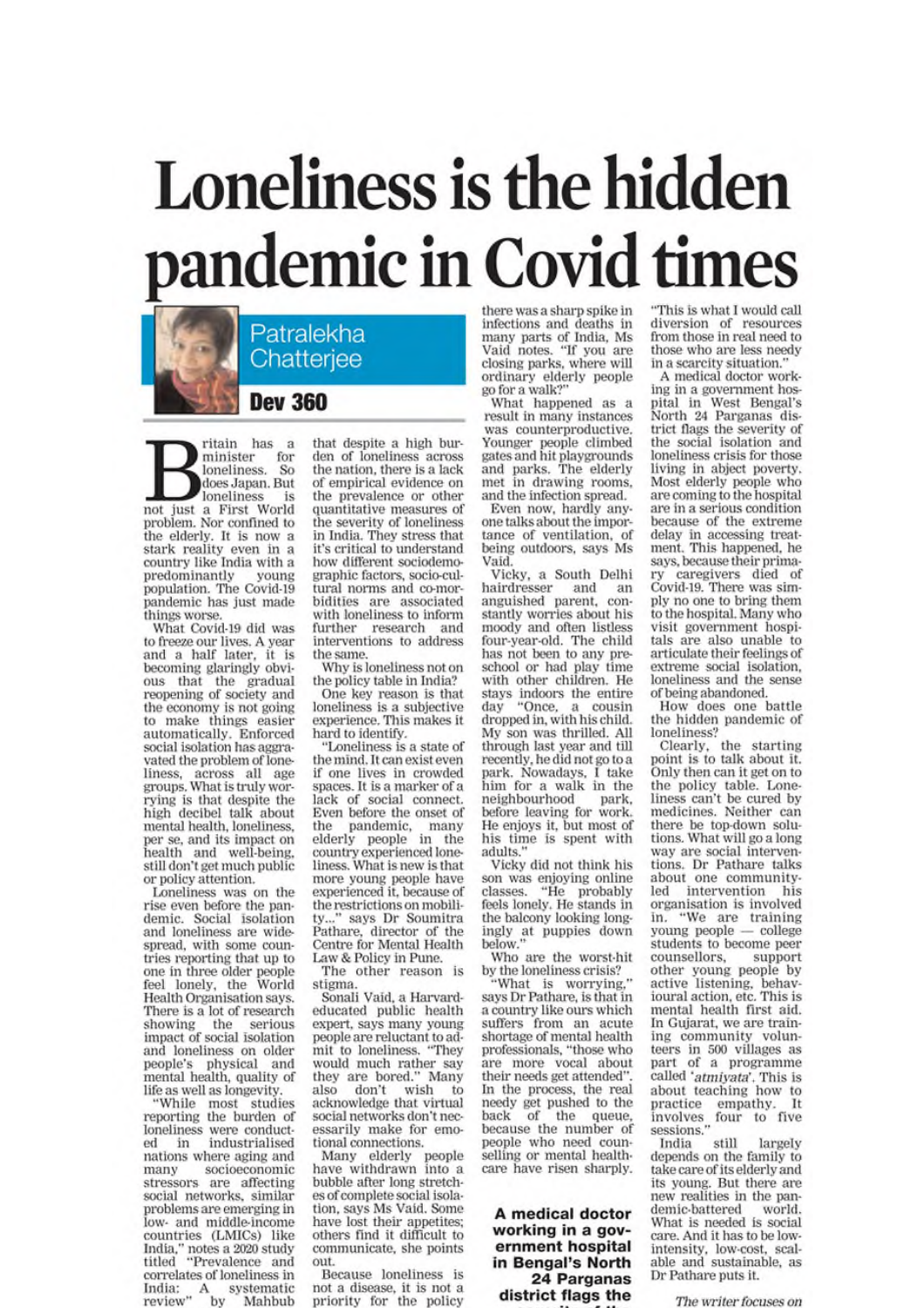# Loneliness is the hidden pandemic in Covid times

**Patralekha Chatterjee**

**Dev 360**

Britain has a minister for loneliness. So does Japan. But loneliness is not just a First World problem. Nor confined to the elderly. It is now a stark reality even in a country like India with a predominantly young population. The Covid-19 pandemic has just made things worse.

What Covid-19 did was to freeze our lives. A year and a half later, it is becoming glaringly obvious that the gradual reopening of society and the economy is not going to make things easier automatically. Enforced social isolation has aggravated the problem of loneliness, across all age groups. What is truly worrying is that despite the high decibel talk about mental health, loneliness, per se, and its impact on health and well-being, still don't get much public or policy attention.

Loneliness was on the rise even before the pandemic. Social isolation and loneliness are widespread, with some countries reporting that up to one in three older people feel lonely, the World Health Organisation says. There is a lot of research showing the serious impact of social isolation and loneliness on older people's physical and mental health, quality of life as well as longevity.

"While most studies reporting the burden of loneliness were conducted in industrialised nations where aging and many socioeconomic stressors are affecting social networks, similar problems are emerging in low- and middle-income countries (LMICs) like India," notes a 2020 study titled "Prevalence and correlates of loneliness in India: A systematic review" by Mahbub that despite a high burden of loneliness across the nation, there is a lack of empirical evidence on the prevalence or other quantitative measures of the severity of loneliness in India. They stress that it's critical to understand how different sociodemographic factors, socio-cultural norms and co-morbidities are associated with loneliness to inform further research and interventions to address the same.

Why is loneliness not on the policy table in India?

One key reason is that loneliness is a subjective experience. This makes it hard to identify.

"Loneliness is a state of the mind. It can exist even if one lives in crowded spaces. It is a marker of a lack of social connect. Even before the onset of the pandemic, many elderly people in the country experienced loneliness. What is new is that more young people have experienced it, because of the restrictions on mobility..." says Dr Soumitra Pathare, director of the Centre for Mental Health Law & Policy in Pune.

The other reason is stigma.

Sonali Vaid, a Harvard-educated public health expert, says many young people are reluctant to admit to loneliness. "They would much rather say they are bored." Many also don't wish to acknowledge that virtual social networks don't necessarily make for emotional connections.

Many elderly people have withdrawn into a bubble after long stretches of complete social isolation, says Ms Vaid. Some have lost their appetites; others find it difficult to communicate, she points out.

Because loneliness is not a disease, it is not a priority for the policy there was a sharp spike in infections and deaths in many parts of India, Ms Vaid notes. "If you are closing parks, where will ordinary elderly people go for a walk?"

What happened as a result in many instances was counterproductive. Younger people climbed gates and hit playgrounds and parks. The elderly met in drawing rooms, and the infection spread.

Even now, hardly anyone talks about the importance of ventilation, of being outdoors, says Ms Vaid.

Vicky, a South Delhi hairdresser and an anguished parent, constantly worries about his moody and often listless four-year-old. The child has not been to any preschool or had play time with other children. He stays indoors the entire day "Once, a cousin dropped in, with his child. My son was thrilled. All through last year and till recently, he did not go to a park. Nowadays, I take him for a walk in the neighbourhood park, before leaving for work. He enjoys it, but most of his time is spent with adults."

Vicky did not think his son was enjoying online classes. "He probably feels lonely. He stands in the balcony looking longingly at puppies down below."

Who are the worst-hit by the loneliness crisis?

"What is worrying," says Dr Pathare, is that in a country like ours which suffers from an acute shortage of mental health professionals, "those who are more vocal about their needs get attended". In the process, the real needy get pushed to the back of the queue, because the number of people who need counselling or mental health-care have risen sharply.

**A medical doctor working in a government hospital in Bengal's North 24 Parganas district flags the**

"This is what I would call diversion of resources from those in real need to those who are less needy in a scarcity situation."

A medical doctor working in a government hospital in West Bengal's North 24 Parganas district flags the severity of the social isolation and loneliness crisis for those living in abject poverty. Most elderly people who are coming to the hospital are in a serious condition because of the extreme delay in accessing treatment. This happened, he says, because their primary caregivers died of Covid-19. There was simply no one to bring them to the hospital. Many who visit government hospitals are also unable to articulate their feelings of extreme social isolation, loneliness and the sense of being abandoned.

How does one battle the hidden pandemic of loneliness?

Clearly, the starting point is to talk about it. Only then can it get on to the policy table. Loneliness can't be cured by medicines. Neither can there be top-down solutions. What will go a long way are social interventions. Dr Pathare talks about one community-led intervention his organisation is involved in. "We are training young people — college students to become peer counsellors, support other young people by active listening, behavioural action, etc. This is mental health first aid. In Gujarat, we are training community volunteers in 500 villages as part of a programme called '*atmiyata*'. This is about teaching how to practice empathy. It involves four to five sessions."

India still largely depends on the family to take care of its elderly and its young. But there are new realities in the pandemic-battered world. What is needed is social care. And it has to be low-intensity, low-cost, scalable and sustainable, as Dr Pathare puts it.

*The writer focuses on*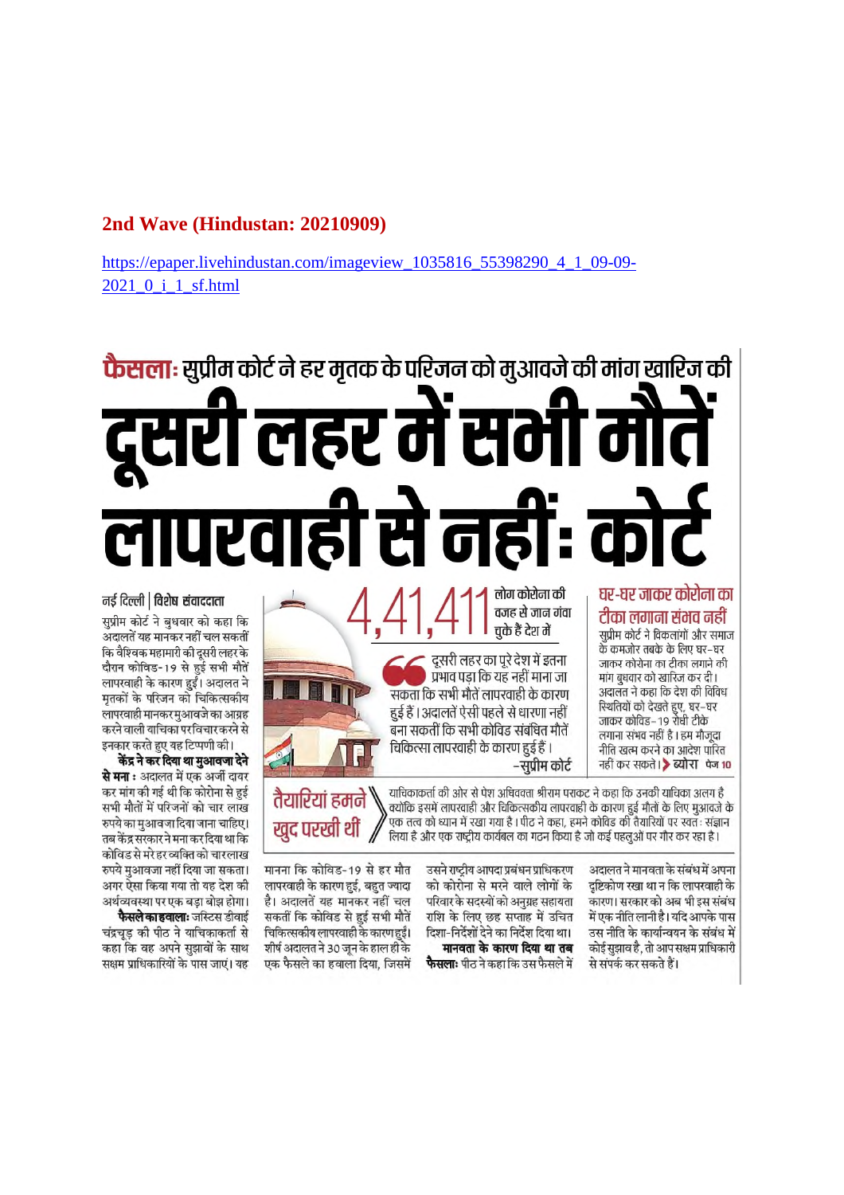**2nd Wave (Hindustan: 20210909)**

https://epaper.livehindustan.com/imageview_1035816_55398290_4_1_09-09-2021_0_i_1_sf.html

**फैसला: सुप्रीम कोर्ट ने हर मृतक के परिजन को मुआवजे की मांग खारिज की**

# दूसरी लहर में सभी मौतें लापरवाही से नहीं: कोर्ट

नई दिल्ली | विशेष संवाददाता

सुप्रीम कोर्ट ने बुधवार को कहा कि अदालतें यह मानकर नहीं चल सकतीं कि वैश्विक महामारी की दूसरी लहर के दौरान कोविड-19 से हुई सभी मौतें लापरवाही के कारण हुईं। अदालत ने मृतकों के परिजन को चिकित्सकीय लापरवाही मानकर मुआवजे का आग्रह करने वाली याचिका पर विचार करने से इनकार करते हुए यह टिप्पणी की।

**केंद्र ने कर दिया था मुआवजा देने से मना :** अदालत में एक अर्जी दायर कर मांग की गई थी कि कोरोना से हुई सभी मौतों में परिजनों को चार लाख रुपये का मुआवजा दिया जाना चाहिए। तब केंद्र सरकार ने मना कर दिया था कि कोविड से मरे हर व्यक्ति को चार लाख रुपये मुआवजा नहीं दिया जा सकता। अगर ऐसा किया गया तो यह देश की अर्थव्यवस्था पर एक बड़ा बोझ होगा।

**फैसले का हवाला:** जस्टिस डीवाई चंद्रचूड़ की पीठ ने याचिकाकर्ता से कहा कि वह अपने सुझावों के साथ सक्षम प्राधिकारियों के पास जाएं। यह मानना कि कोविड-19 से हर मौत लापरवाही के कारण हुई, बहुत ज्यादा है। अदालतें यह मानकर नहीं चल सकतीं कि कोविड से हुई सभी मौतें चिकित्सकीय लापरवाही के कारण हुईं। शीर्ष अदालत ने 30 जून के हाल ही के एक फैसले का हवाला दिया, जिसमें उसने राष्ट्रीय आपदा प्रबंधन प्राधिकरण को कोरोना से मरने वाले लोगों के परिवार के सदस्यों को अनुग्रह सहायता राशि के लिए छह सप्ताह में उचित दिशा-निर्देश देने का निर्देश दिया था।

**मानवता के कारण दिया था तब फैसला:** पीठ ने कहा कि उस फैसले में अदालत ने मानवता के संबंध में अपना दृष्टिकोण रखा था न कि लापरवाही के कारण। सरकार को अब भी इस संबंध में एक नीति लानी है। यदि आपके पास उस नीति के कार्यान्वयन के संबंध में कोई सुझाव है, तो आप सक्षम प्राधिकारी से संपर्क कर सकते हैं।

**4,41,411** लोग कोरोना की वजह से जान गंवा चुके हैं देश में

> दूसरी लहर का पूरे देश में इतना प्रभाव पड़ा कि यह नहीं माना जा सकता कि सभी मौतें लापरवाही के कारण हुई हैं। अदालतें ऐसी पहले से धारणा नहीं बना सकतीं कि सभी कोविड संबंधित मौतें चिकित्सा लापरवाही के कारण हुई हैं।
>
> -सुप्रीम कोर्ट

**तैयारियां हमने खुद परखी थीं**

याचिकाकर्ता की ओर से पेश अधिवक्ता श्रीराम पराकट ने कहा कि उनकी याचिका अलग है क्योंकि इसमें लापरवाही और चिकित्सकीय लापरवाही के कारण हुई मौतों के लिए मुआवजे के एक तत्व को ध्यान में रखा गया है। पीठ ने कहा, हमने कोविड की तैयारियों पर स्वतः संज्ञान लिया है और एक राष्ट्रीय कार्यबल का गठन किया है जो कई पहलुओं पर गौर कर रहा है।

**घर-घर जाकर कोरोना का टीका लगाना संभव नहीं**

सुप्रीम कोर्ट ने विकलांगों और समाज के कमजोर तबके के लिए घर-घर जाकर कोरोना का टीका लगाने की मांग बुधवार को खारिज कर दी। अदालत ने कहा कि देश की विविध स्थितियों को देखते हुए, घर-घर जाकर कोविड-19 रोधी टीके लगाना संभव नहीं है। हम मौजूदा नीति खत्म करने का आदेश पारित नहीं कर सकते। ब्योरा पेज 10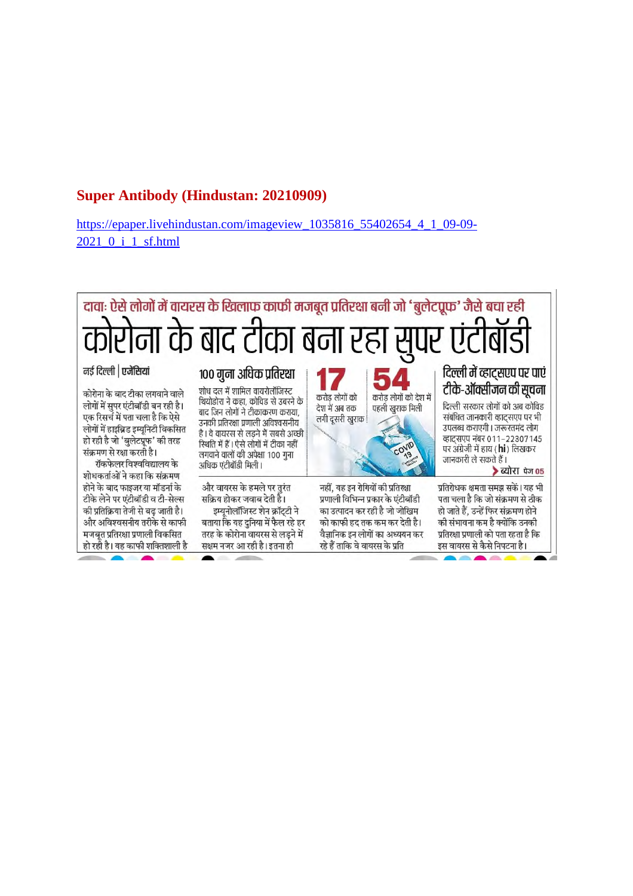## Super Antibody (Hindustan: 20210909)

https://epaper.livehindustan.com/imageview_1035816_55402654_4_1_09-09-2021_0_i_1_sf.html

दावा: ऐसे लोगों में वायरस के खिलाफ काफी मजबूत प्रतिरक्षा बनी जो 'बुलेटप्रूफ' जैसे बचा रही

# कोरोना के बाद टीका बना रहा सुपर एंटीबॉडी

**नई दिल्ली | एजेंसियां**

कोरोना के बाद टीका लगवाने वाले लोगों में सुपर एंटीबॉडी बन रही है। एक रिसर्च में पता चला है कि ऐसे लोगों में हाइब्रिड इम्यूनिटी विकसित हो रही है जो 'बुलेटप्रूफ' की तरह संक्रमण से रक्षा करती है।

रॉकफेलर विश्वविद्यालय के शोधकर्ताओं ने कहा कि संक्रमण होने के बाद फाइजर या मॉडर्ना के टीके लेने पर एंटीबॉडी व टी-सेल्स की प्रतिक्रिया तेजी से बढ़ जाती है। और अविश्वसनीय तरीके से काफी मजबूत प्रतिरक्षा प्रणाली विकसित हो रही है। यह काफी शक्तिशाली है और वायरस के हमले पर तुरंत सक्रिय होकर जवाब देती है।

इम्यूनोलॉजिस्ट शेन क्रॉट्टी ने बताया कि यह दुनिया में फैल रहे हर तरह के कोरोना वायरस से लड़ने में सक्षम नजर आ रही है। इतना ही नहीं, यह इन रोगियों की प्रतिरक्षा प्रणाली विभिन्न प्रकार के एंटीबॉडी का उत्पादन कर रही है जो जोखिम को काफी हद तक कम कर देती है। वैज्ञानिक इन लोगों का अध्ययन कर रहे हैं ताकि वे वायरस के प्रति प्रतिरोधक क्षमता समझ सकें। यह भी पता चला है कि जो संक्रमण से ठीक हो जाते हैं, उन्हें फिर संक्रमण होने की संभावना कम है क्योंकि उनकी प्रतिरक्षा प्रणाली को पता रहता है कि इस वायरस से कैसे निपटना है।

### 100 गुना अधिक प्रतिरक्षा

शोध दल में शामिल वायरोलॉजिस्ट थियोडोरा ने कहा, कोविड से उबरने के बाद जिन लोगों ने टीकाकरण कराया, उनकी प्रतिरक्षा प्रणाली अविश्वसनीय है। वे वायरस से लड़ने में सबसे अच्छी स्थिति में हैं। ऐसे लोगों में टीका नहीं लगवाने वालों की अपेक्षा 100 गुना अधिक एंटीबॉडी मिली।

**17** करोड़ लोगों को देश में अब तक लगी दूसरी खुराक

**54** करोड़ लोगों को देश में पहली खुराक मिली

### दिल्ली में व्हाट्सएप पर पाएं टीके-ऑक्सीजन की सूचना

दिल्ली सरकार लोगों को अब कोविड संबंधित जानकारी व्हाट्सएप पर भी उपलब्ध कराएगी। जरूरतमंद लोग व्हाट्सएप नंबर 011-22307145 पर अंग्रेजी में हाय (**hi**) लिखकर जानकारी ले सकते हैं।

ब्योरा पेज 05